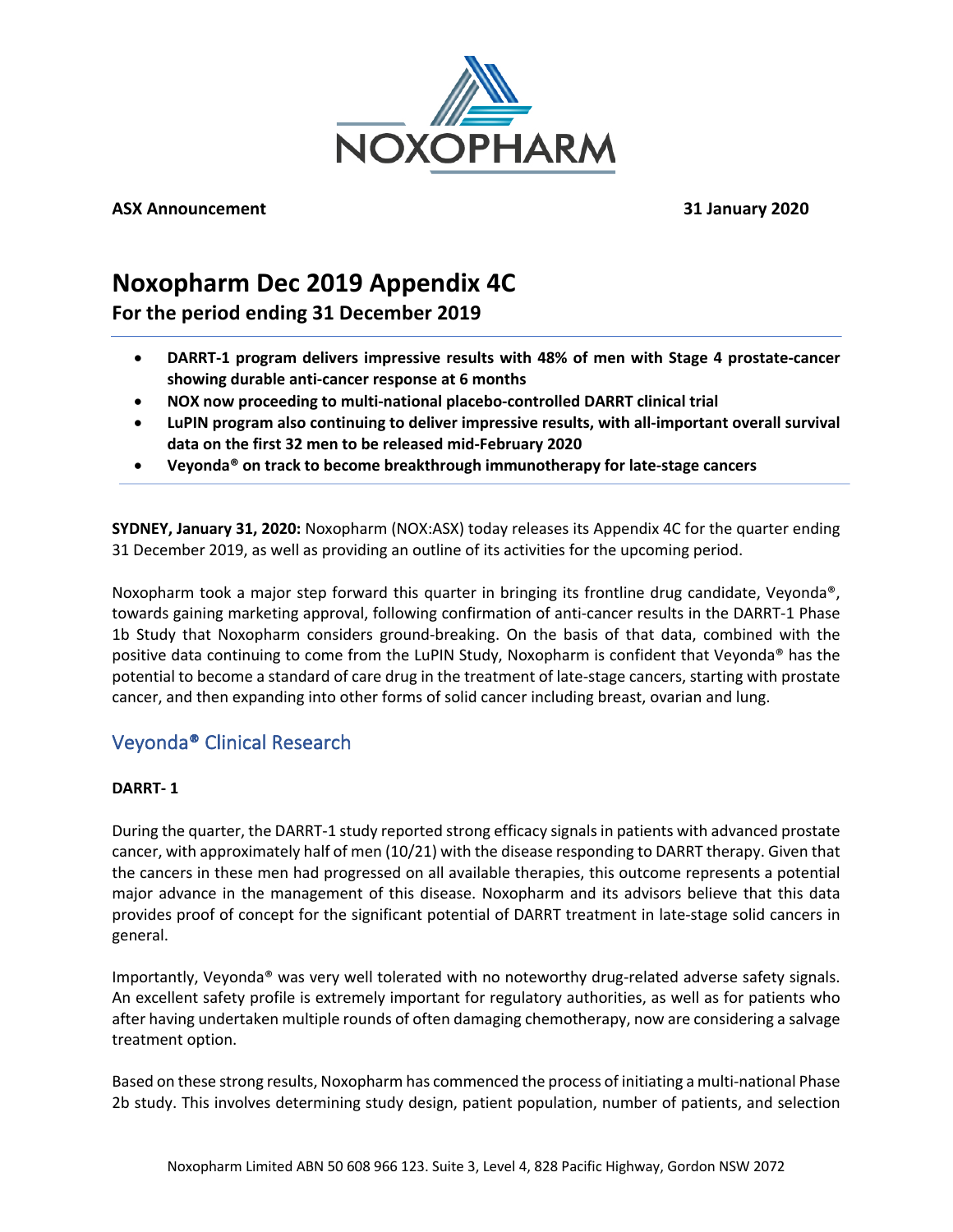**ASX Announcement** **31 January 2020**

# Noxopharm Dec 2019 Appendix 4C

**For the period ending 31 December 2019**

- **DARRT-1 program delivers impressive results with 48% of men with Stage 4 prostate-cancer showing durable anti-cancer response at 6 months**
- **NOX now proceeding to multi-national placebo-controlled DARRT clinical trial**
- **LuPIN program also continuing to deliver impressive results, with all-important overall survival data on the first 32 men to be released mid-February 2020**
- **Veyonda® on track to become breakthrough immunotherapy for late-stage cancers**

**SYDNEY, January 31, 2020:** Noxopharm (NOX:ASX) today releases its Appendix 4C for the quarter ending 31 December 2019, as well as providing an outline of its activities for the upcoming period.

Noxopharm took a major step forward this quarter in bringing its frontline drug candidate, Veyonda®, towards gaining marketing approval, following confirmation of anti-cancer results in the DARRT-1 Phase 1b Study that Noxopharm considers ground-breaking. On the basis of that data, combined with the positive data continuing to come from the LuPIN Study, Noxopharm is confident that Veyonda® has the potential to become a standard of care drug in the treatment of late-stage cancers, starting with prostate cancer, and then expanding into other forms of solid cancer including breast, ovarian and lung.

## Veyonda® Clinical Research

### DARRT- 1

During the quarter, the DARRT-1 study reported strong efficacy signals in patients with advanced prostate cancer, with approximately half of men (10/21) with the disease responding to DARRT therapy. Given that the cancers in these men had progressed on all available therapies, this outcome represents a potential major advance in the management of this disease. Noxopharm and its advisors believe that this data provides proof of concept for the significant potential of DARRT treatment in late-stage solid cancers in general.

Importantly, Veyonda® was very well tolerated with no noteworthy drug-related adverse safety signals. An excellent safety profile is extremely important for regulatory authorities, as well as for patients who after having undertaken multiple rounds of often damaging chemotherapy, now are considering a salvage treatment option.

Based on these strong results, Noxopharm has commenced the process of initiating a multi-national Phase 2b study. This involves determining study design, patient population, number of patients, and selection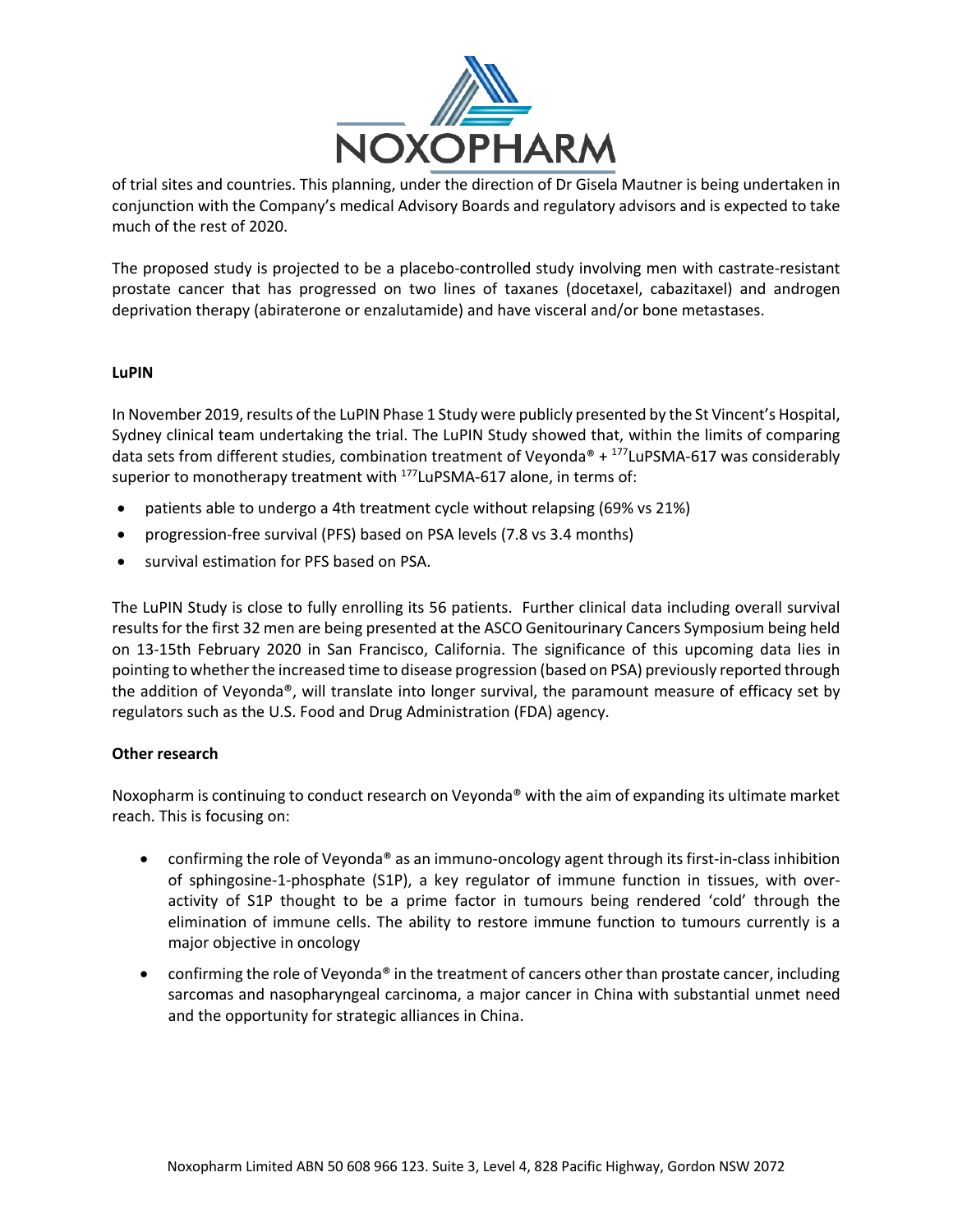of trial sites and countries. This planning, under the direction of Dr Gisela Mautner is being undertaken in conjunction with the Company's medical Advisory Boards and regulatory advisors and is expected to take much of the rest of 2020.

The proposed study is projected to be a placebo-controlled study involving men with castrate-resistant prostate cancer that has progressed on two lines of taxanes (docetaxel, cabazitaxel) and androgen deprivation therapy (abiraterone or enzalutamide) and have visceral and/or bone metastases.

**LuPIN**

In November 2019, results of the LuPIN Phase 1 Study were publicly presented by the St Vincent's Hospital, Sydney clinical team undertaking the trial. The LuPIN Study showed that, within the limits of comparing data sets from different studies, combination treatment of Veyonda® + $^{177}$LuPSMA-617 was considerably superior to monotherapy treatment with $^{177}$LuPSMA-617 alone, in terms of:

- patients able to undergo a 4th treatment cycle without relapsing (69% vs 21%)
- progression-free survival (PFS) based on PSA levels (7.8 vs 3.4 months)
- survival estimation for PFS based on PSA.

The LuPIN Study is close to fully enrolling its 56 patients. Further clinical data including overall survival results for the first 32 men are being presented at the ASCO Genitourinary Cancers Symposium being held on 13-15th February 2020 in San Francisco, California. The significance of this upcoming data lies in pointing to whether the increased time to disease progression (based on PSA) previously reported through the addition of Veyonda®, will translate into longer survival, the paramount measure of efficacy set by regulators such as the U.S. Food and Drug Administration (FDA) agency.

**Other research**

Noxopharm is continuing to conduct research on Veyonda® with the aim of expanding its ultimate market reach. This is focusing on:

- confirming the role of Veyonda® as an immuno-oncology agent through its first-in-class inhibition of sphingosine-1-phosphate (S1P), a key regulator of immune function in tissues, with over-activity of S1P thought to be a prime factor in tumours being rendered 'cold' through the elimination of immune cells. The ability to restore immune function to tumours currently is a major objective in oncology
- confirming the role of Veyonda® in the treatment of cancers other than prostate cancer, including sarcomas and nasopharyngeal carcinoma, a major cancer in China with substantial unmet need and the opportunity for strategic alliances in China.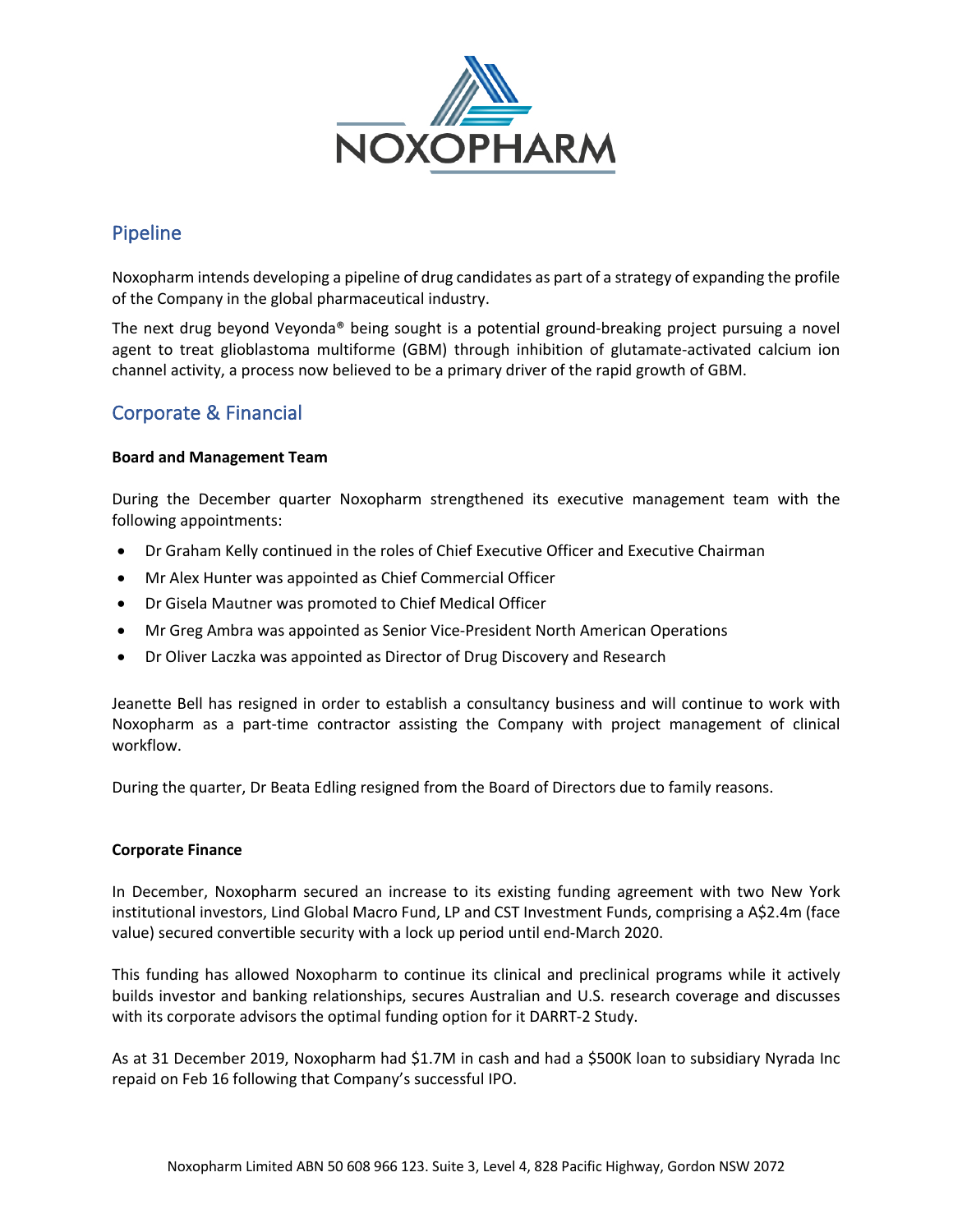## Pipeline

Noxopharm intends developing a pipeline of drug candidates as part of a strategy of expanding the profile of the Company in the global pharmaceutical industry.

The next drug beyond Veyonda® being sought is a potential ground-breaking project pursuing a novel agent to treat glioblastoma multiforme (GBM) through inhibition of glutamate-activated calcium ion channel activity, a process now believed to be a primary driver of the rapid growth of GBM.

## Corporate & Financial

**Board and Management Team**

During the December quarter Noxopharm strengthened its executive management team with the following appointments:

- Dr Graham Kelly continued in the roles of Chief Executive Officer and Executive Chairman
- Mr Alex Hunter was appointed as Chief Commercial Officer
- Dr Gisela Mautner was promoted to Chief Medical Officer
- Mr Greg Ambra was appointed as Senior Vice-President North American Operations
- Dr Oliver Laczka was appointed as Director of Drug Discovery and Research

Jeanette Bell has resigned in order to establish a consultancy business and will continue to work with Noxopharm as a part-time contractor assisting the Company with project management of clinical workflow.

During the quarter, Dr Beata Edling resigned from the Board of Directors due to family reasons.

**Corporate Finance**

In December, Noxopharm secured an increase to its existing funding agreement with two New York institutional investors, Lind Global Macro Fund, LP and CST Investment Funds, comprising a A$2.4m (face value) secured convertible security with a lock up period until end-March 2020.

This funding has allowed Noxopharm to continue its clinical and preclinical programs while it actively builds investor and banking relationships, secures Australian and U.S. research coverage and discusses with its corporate advisors the optimal funding option for it DARRT-2 Study.

As at 31 December 2019, Noxopharm had $1.7M in cash and had a $500K loan to subsidiary Nyrada Inc repaid on Feb 16 following that Company's successful IPO.

Noxopharm Limited ABN 50 608 966 123. Suite 3, Level 4, 828 Pacific Highway, Gordon NSW 2072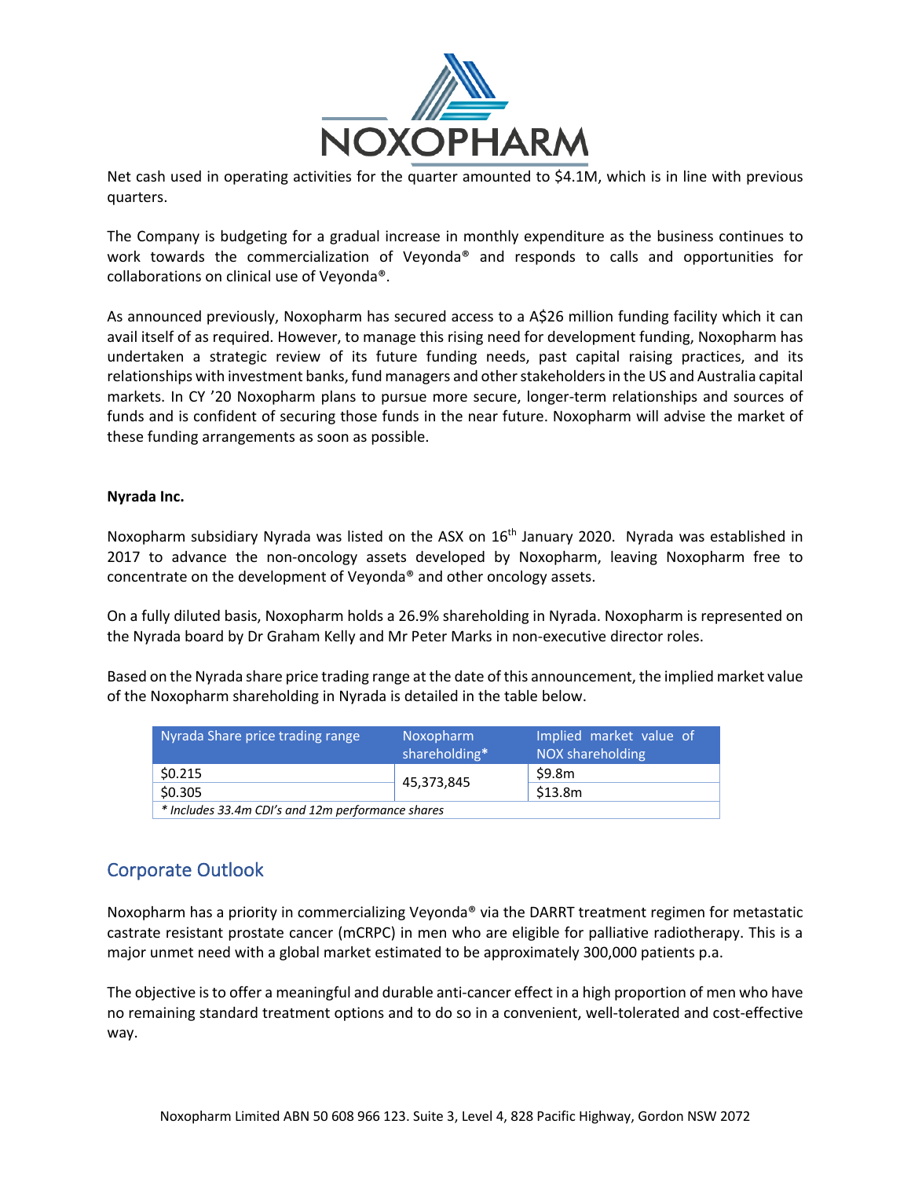Net cash used in operating activities for the quarter amounted to $4.1M, which is in line with previous quarters.

The Company is budgeting for a gradual increase in monthly expenditure as the business continues to work towards the commercialization of Veyonda® and responds to calls and opportunities for collaborations on clinical use of Veyonda®.

As announced previously, Noxopharm has secured access to a A$26 million funding facility which it can avail itself of as required. However, to manage this rising need for development funding, Noxopharm has undertaken a strategic review of its future funding needs, past capital raising practices, and its relationships with investment banks, fund managers and other stakeholders in the US and Australia capital markets. In CY '20 Noxopharm plans to pursue more secure, longer-term relationships and sources of funds and is confident of securing those funds in the near future. Noxopharm will advise the market of these funding arrangements as soon as possible.

**Nyrada Inc.**

Noxopharm subsidiary Nyrada was listed on the ASX on 16th January 2020. Nyrada was established in 2017 to advance the non-oncology assets developed by Noxopharm, leaving Noxopharm free to concentrate on the development of Veyonda® and other oncology assets.

On a fully diluted basis, Noxopharm holds a 26.9% shareholding in Nyrada. Noxopharm is represented on the Nyrada board by Dr Graham Kelly and Mr Peter Marks in non-executive director roles.

Based on the Nyrada share price trading range at the date of this announcement, the implied market value of the Noxopharm shareholding in Nyrada is detailed in the table below.

| Nyrada Share price trading range | Noxopharm shareholding* | Implied market value of NOX shareholding |
|---|---|---|
| $0.215 | 45,373,845 | $9.8m |
| $0.305 | | $13.8m |

*\* Includes 33.4m CDI's and 12m performance shares*

## Corporate Outlook

Noxopharm has a priority in commercializing Veyonda® via the DARRT treatment regimen for metastatic castrate resistant prostate cancer (mCRPC) in men who are eligible for palliative radiotherapy. This is a major unmet need with a global market estimated to be approximately 300,000 patients p.a.

The objective is to offer a meaningful and durable anti-cancer effect in a high proportion of men who have no remaining standard treatment options and to do so in a convenient, well-tolerated and cost-effective way.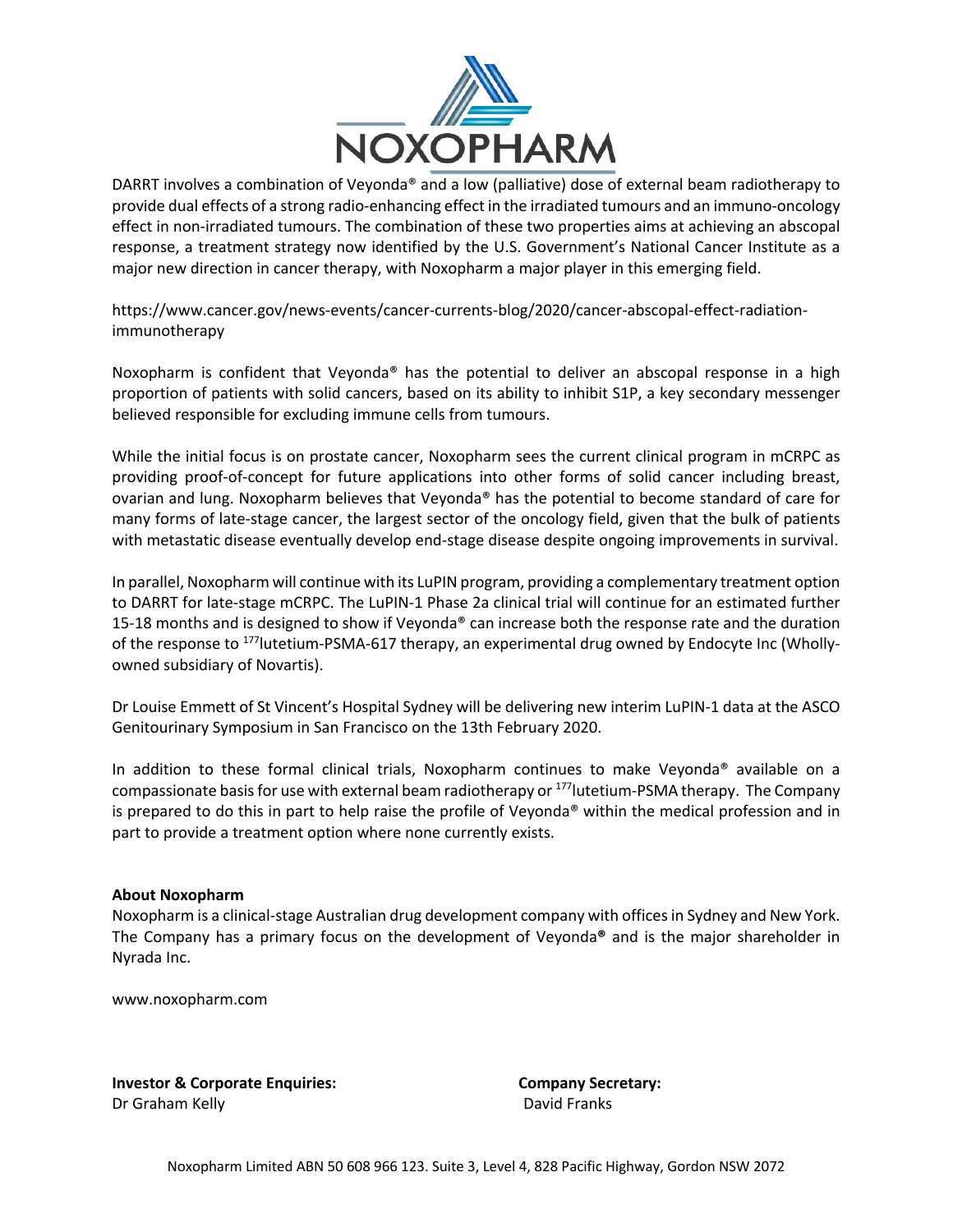DARRT involves a combination of Veyonda® and a low (palliative) dose of external beam radiotherapy to provide dual effects of a strong radio-enhancing effect in the irradiated tumours and an immuno-oncology effect in non-irradiated tumours. The combination of these two properties aims at achieving an abscopal response, a treatment strategy now identified by the U.S. Government's National Cancer Institute as a major new direction in cancer therapy, with Noxopharm a major player in this emerging field.

https://www.cancer.gov/news-events/cancer-currents-blog/2020/cancer-abscopal-effect-radiation-immunotherapy

Noxopharm is confident that Veyonda® has the potential to deliver an abscopal response in a high proportion of patients with solid cancers, based on its ability to inhibit S1P, a key secondary messenger believed responsible for excluding immune cells from tumours.

While the initial focus is on prostate cancer, Noxopharm sees the current clinical program in mCRPC as providing proof-of-concept for future applications into other forms of solid cancer including breast, ovarian and lung. Noxopharm believes that Veyonda® has the potential to become standard of care for many forms of late-stage cancer, the largest sector of the oncology field, given that the bulk of patients with metastatic disease eventually develop end-stage disease despite ongoing improvements in survival.

In parallel, Noxopharm will continue with its LuPIN program, providing a complementary treatment option to DARRT for late-stage mCRPC. The LuPIN-1 Phase 2a clinical trial will continue for an estimated further 15-18 months and is designed to show if Veyonda® can increase both the response rate and the duration of the response to $^{177}$lutetium-PSMA-617 therapy, an experimental drug owned by Endocyte Inc (Wholly-owned subsidiary of Novartis).

Dr Louise Emmett of St Vincent's Hospital Sydney will be delivering new interim LuPIN-1 data at the ASCO Genitourinary Symposium in San Francisco on the 13th February 2020.

In addition to these formal clinical trials, Noxopharm continues to make Veyonda® available on a compassionate basis for use with external beam radiotherapy or $^{177}$lutetium-PSMA therapy. The Company is prepared to do this in part to help raise the profile of Veyonda® within the medical profession and in part to provide a treatment option where none currently exists.

**About Noxopharm**

Noxopharm is a clinical-stage Australian drug development company with offices in Sydney and New York. The Company has a primary focus on the development of Veyonda® and is the major shareholder in Nyrada Inc.

www.noxopharm.com

**Investor & Corporate Enquiries:**
Dr Graham Kelly

**Company Secretary:**
David Franks

Noxopharm Limited ABN 50 608 966 123. Suite 3, Level 4, 828 Pacific Highway, Gordon NSW 2072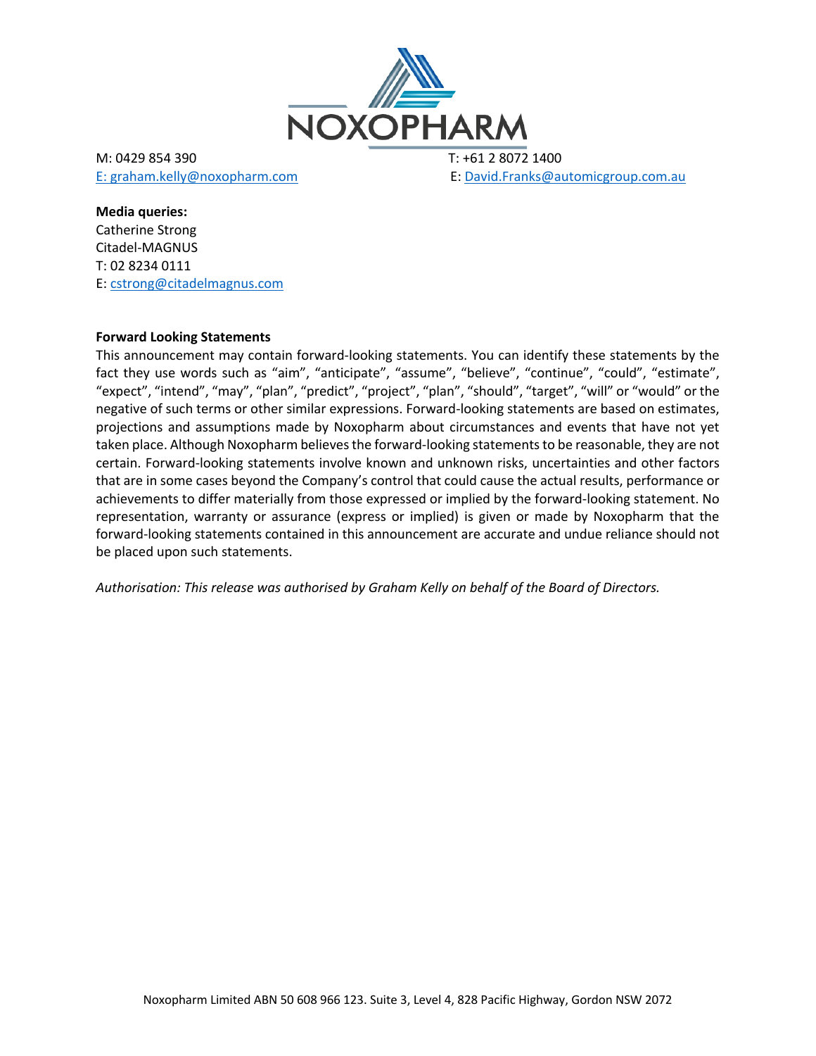M: 0429 854 390
E: graham.kelly@noxopharm.com

T: +61 2 8072 1400
E: David.Franks@automicgroup.com.au

**Media queries:**
Catherine Strong
Citadel-MAGNUS
T: 02 8234 0111
E: cstrong@citadelmagnus.com

**Forward Looking Statements**

This announcement may contain forward-looking statements. You can identify these statements by the fact they use words such as “aim”, “anticipate”, “assume”, “believe”, “continue”, “could”, “estimate”, “expect”, “intend”, “may”, “plan”, “predict”, “project”, “plan”, “should”, “target”, “will” or “would” or the negative of such terms or other similar expressions. Forward-looking statements are based on estimates, projections and assumptions made by Noxopharm about circumstances and events that have not yet taken place. Although Noxopharm believes the forward-looking statements to be reasonable, they are not certain. Forward-looking statements involve known and unknown risks, uncertainties and other factors that are in some cases beyond the Company’s control that could cause the actual results, performance or achievements to differ materially from those expressed or implied by the forward-looking statement. No representation, warranty or assurance (express or implied) is given or made by Noxopharm that the forward-looking statements contained in this announcement are accurate and undue reliance should not be placed upon such statements.

*Authorisation: This release was authorised by Graham Kelly on behalf of the Board of Directors.*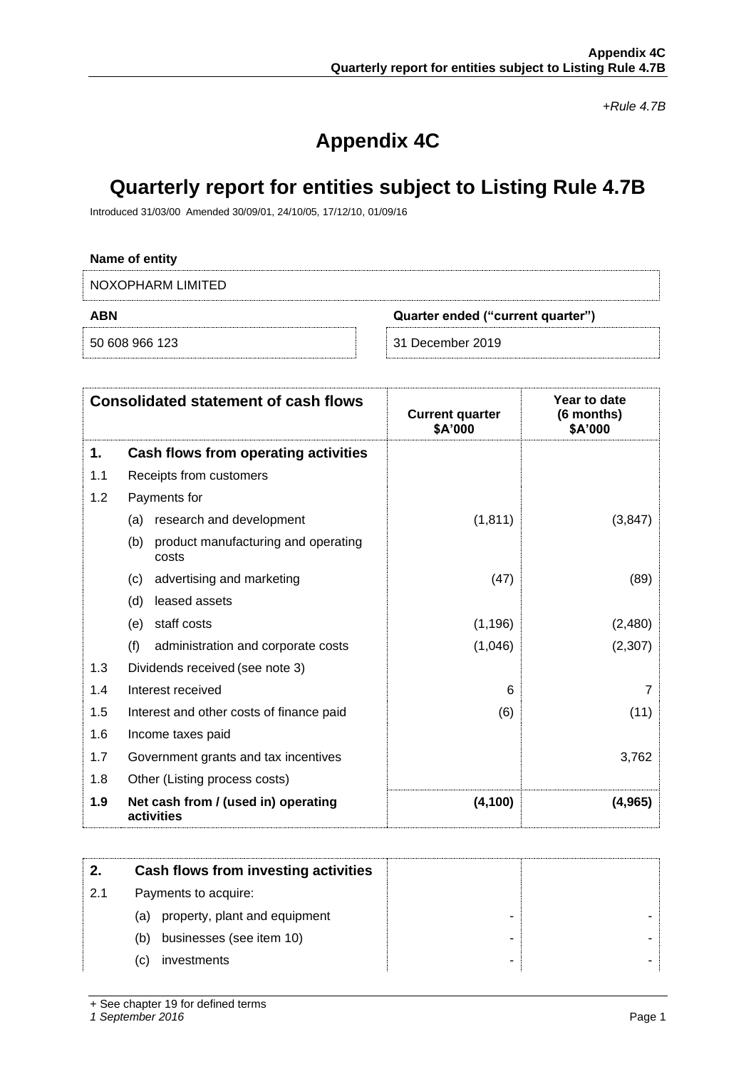*+Rule 4.7B*

# Appendix 4C

# Quarterly report for entities subject to Listing Rule 4.7B

Introduced 31/03/00 Amended 30/09/01, 24/10/05, 17/12/10, 01/09/16

**Name of entity**

NOXOPHARM LIMITED

| **ABN** | **Quarter ended ("current quarter")** |
|---|---|
| 50 608 966 123 | 31 December 2019 |

| | **Consolidated statement of cash flows** | **Current quarter $A'000** | **Year to date (6 months) $A'000** |
|---|---|---|---|
| **1.** | **Cash flows from operating activities** | | |
| 1.1 | Receipts from customers | | |
| 1.2 | Payments for | | |
| | (a) research and development | (1,811) | (3,847) |
| | (b) product manufacturing and operating costs | | |
| | (c) advertising and marketing | (47) | (89) |
| | (d) leased assets | | |
| | (e) staff costs | (1,196) | (2,480) |
| | (f) administration and corporate costs | (1,046) | (2,307) |
| 1.3 | Dividends received (see note 3) | | |
| 1.4 | Interest received | 6 | 7 |
| 1.5 | Interest and other costs of finance paid | (6) | (11) |
| 1.6 | Income taxes paid | | |
| 1.7 | Government grants and tax incentives | | 3,762 |
| 1.8 | Other (Listing process costs) | | |
| **1.9** | **Net cash from / (used in) operating activities** | **(4,100)** | **(4,965)** |

| **2.** | **Cash flows from investing activities** | | |
|---|---|---|---|
| 2.1 | Payments to acquire: | | |
| | (a) property, plant and equipment | - | - |
| | (b) businesses (see item 10) | - | - |
| | (c) investments | - | - |

+ See chapter 19 for defined terms
*1 September 2016*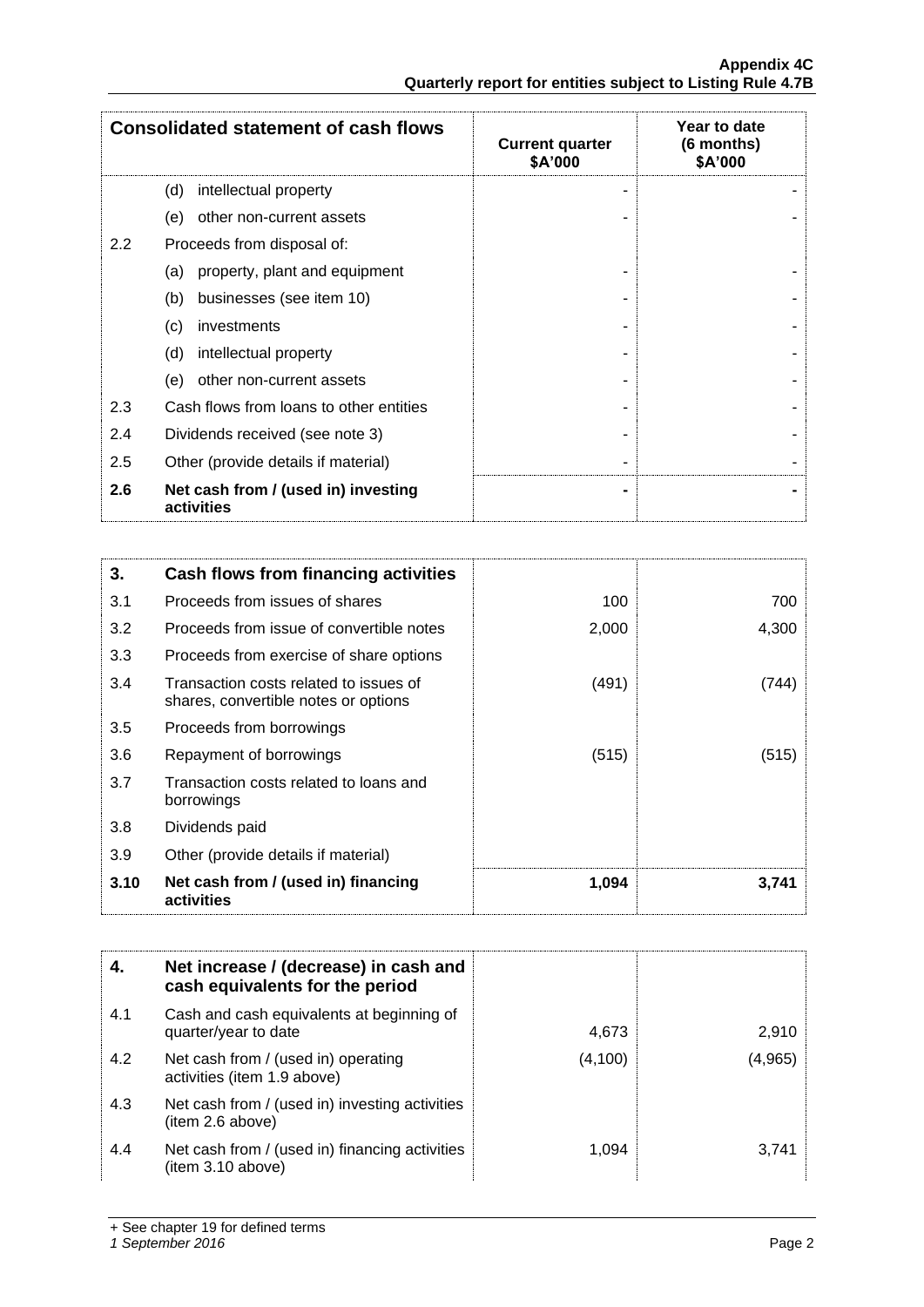| Consolidated statement of cash flows | | Current quarter $A'000 | Year to date (6 months) $A'000 |
|---|---|---|---|
| | (d) intellectual property | - | - |
| | (e) other non-current assets | - | - |
| 2.2 | Proceeds from disposal of: | | |
| | (a) property, plant and equipment | - | - |
| | (b) businesses (see item 10) | - | - |
| | (c) investments | - | - |
| | (d) intellectual property | - | - |
| | (e) other non-current assets | - | - |
| 2.3 | Cash flows from loans to other entities | - | - |
| 2.4 | Dividends received (see note 3) | - | - |
| 2.5 | Other (provide details if material) | - | - |
| **2.6** | **Net cash from / (used in) investing activities** | **-** | **-** |

| **3.** | **Cash flows from financing activities** | | |
|---|---|---|---|
| 3.1 | Proceeds from issues of shares | 100 | 700 |
| 3.2 | Proceeds from issue of convertible notes | 2,000 | 4,300 |
| 3.3 | Proceeds from exercise of share options | | |
| 3.4 | Transaction costs related to issues of shares, convertible notes or options | (491) | (744) |
| 3.5 | Proceeds from borrowings | | |
| 3.6 | Repayment of borrowings | (515) | (515) |
| 3.7 | Transaction costs related to loans and borrowings | | |
| 3.8 | Dividends paid | | |
| 3.9 | Other (provide details if material) | | |
| **3.10** | **Net cash from / (used in) financing activities** | **1,094** | **3,741** |

| **4.** | **Net increase / (decrease) in cash and cash equivalents for the period** | | |
|---|---|---|---|
| 4.1 | Cash and cash equivalents at beginning of quarter/year to date | 4,673 | 2,910 |
| 4.2 | Net cash from / (used in) operating activities (item 1.9 above) | (4,100) | (4,965) |
| 4.3 | Net cash from / (used in) investing activities (item 2.6 above) | | |
| 4.4 | Net cash from / (used in) financing activities (item 3.10 above) | 1,094 | 3,741 |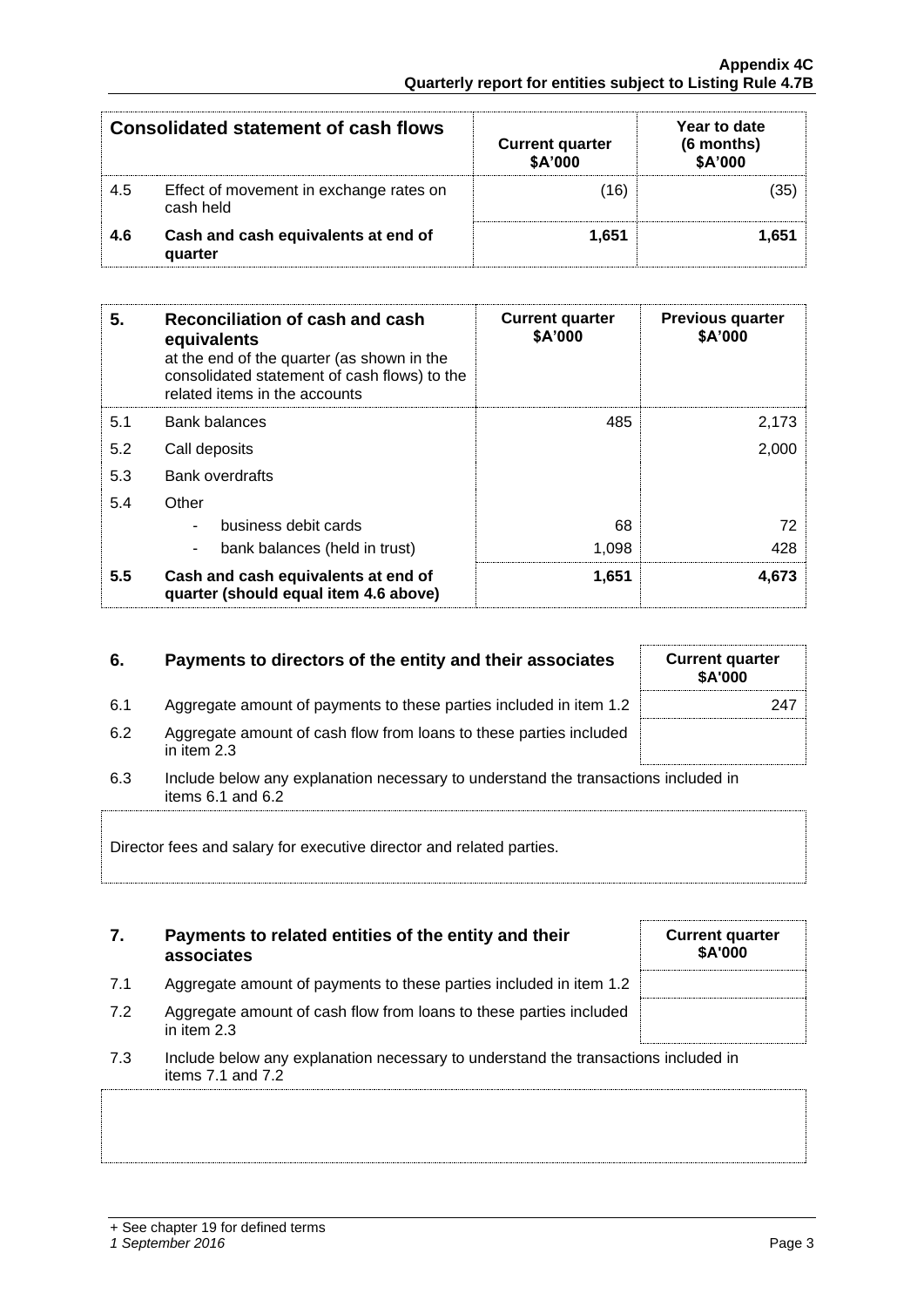| Consolidated statement of cash flows | | Current quarter $A'000 | Year to date (6 months) $A'000 |
|---|---|---|---|
| 4.5 | Effect of movement in exchange rates on cash held | (16) | (35) |
| **4.6** | **Cash and cash equivalents at end of quarter** | **1,651** | **1,651** |

| 5. | **Reconciliation of cash and cash equivalents** at the end of the quarter (as shown in the consolidated statement of cash flows) to the related items in the accounts | **Current quarter $A'000** | **Previous quarter $A'000** |
|---|---|---|---|
| 5.1 | Bank balances | 485 | 2,173 |
| 5.2 | Call deposits | | 2,000 |
| 5.3 | Bank overdrafts | | |
| 5.4 | Other | | |
| | - business debit cards | 68 | 72 |
| | - bank balances (held in trust) | 1,098 | 428 |
| **5.5** | **Cash and cash equivalents at end of quarter (should equal item 4.6 above)** | **1,651** | **4,673** |

| 6. | **Payments to directors of the entity and their associates** | **Current quarter $A'000** |
|---|---|---|
| 6.1 | Aggregate amount of payments to these parties included in item 1.2 | 247 |
| 6.2 | Aggregate amount of cash flow from loans to these parties included in item 2.3 | |

6.3 Include below any explanation necessary to understand the transactions included in items 6.1 and 6.2

Director fees and salary for executive director and related parties.

| 7. | **Payments to related entities of the entity and their associates** | **Current quarter $A'000** |
|---|---|---|
| 7.1 | Aggregate amount of payments to these parties included in item 1.2 | |
| 7.2 | Aggregate amount of cash flow from loans to these parties included in item 2.3 | |

7.3 Include below any explanation necessary to understand the transactions included in items 7.1 and 7.2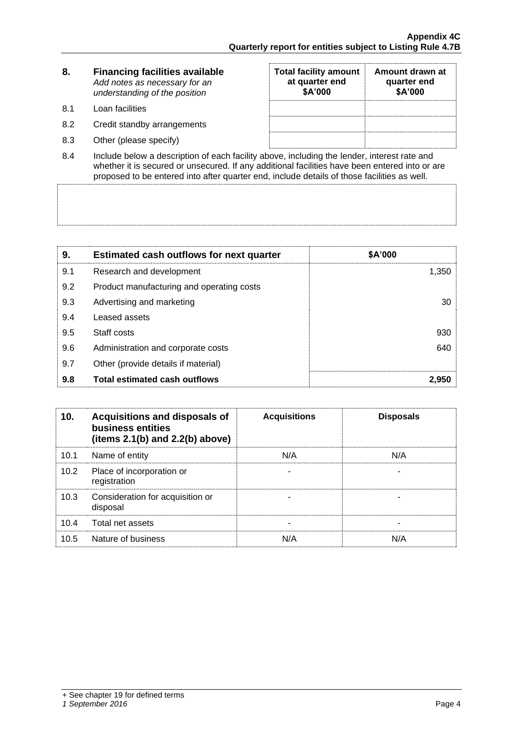| 8. | **Financing facilities available** *Add notes as necessary for an understanding of the position* | **Total facility amount at quarter end \$A'000** | **Amount drawn at quarter end \$A'000** |
|---|---|---|---|
| 8.1 | Loan facilities | | |
| 8.2 | Credit standby arrangements | | |
| 8.3 | Other (please specify) | | |

8.4 Include below a description of each facility above, including the lender, interest rate and whether it is secured or unsecured. If any additional facilities have been entered into or are proposed to be entered into after quarter end, include details of those facilities as well.

| 9. | **Estimated cash outflows for next quarter** | **\$A'000** |
|---|---|---|
| 9.1 | Research and development | 1,350 |
| 9.2 | Product manufacturing and operating costs | |
| 9.3 | Advertising and marketing | 30 |
| 9.4 | Leased assets | |
| 9.5 | Staff costs | 930 |
| 9.6 | Administration and corporate costs | 640 |
| 9.7 | Other (provide details if material) | |
| **9.8** | **Total estimated cash outflows** | **2,950** |

| 10. | **Acquisitions and disposals of business entities (items 2.1(b) and 2.2(b) above)** | **Acquisitions** | **Disposals** |
|---|---|---|---|
| 10.1 | Name of entity | N/A | N/A |
| 10.2 | Place of incorporation or registration | - | - |
| 10.3 | Consideration for acquisition or disposal | - | - |
| 10.4 | Total net assets | - | - |
| 10.5 | Nature of business | N/A | N/A |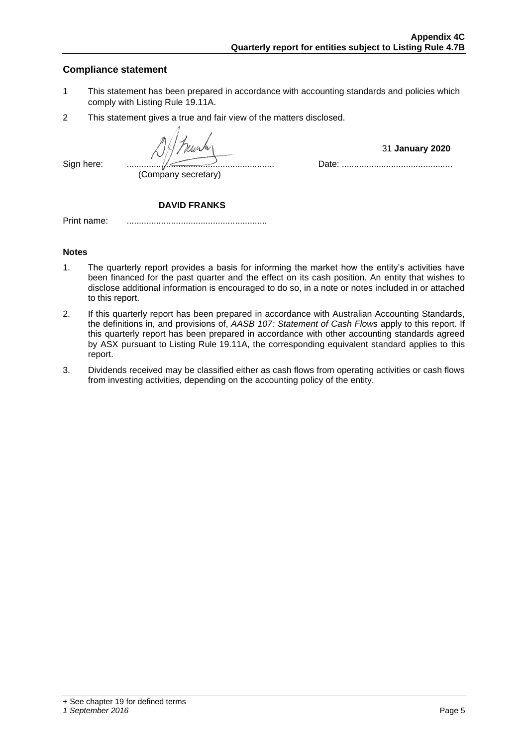## Compliance statement

1 This statement has been prepared in accordance with accounting standards and policies which comply with Listing Rule 19.11A.

2 This statement gives a true and fair view of the matters disclosed.

Sign here: ............................................................ (Company secretary)

Date: 31 **January 2020**

Print name: **DAVID FRANKS**

### Notes

1. The quarterly report provides a basis for informing the market how the entity's activities have been financed for the past quarter and the effect on its cash position. An entity that wishes to disclose additional information is encouraged to do so, in a note or notes included in or attached to this report.

2. If this quarterly report has been prepared in accordance with Australian Accounting Standards, the definitions in, and provisions of, *AASB 107: Statement of Cash Flows* apply to this report. If this quarterly report has been prepared in accordance with other accounting standards agreed by ASX pursuant to Listing Rule 19.11A, the corresponding equivalent standard applies to this report.

3. Dividends received may be classified either as cash flows from operating activities or cash flows from investing activities, depending on the accounting policy of the entity.